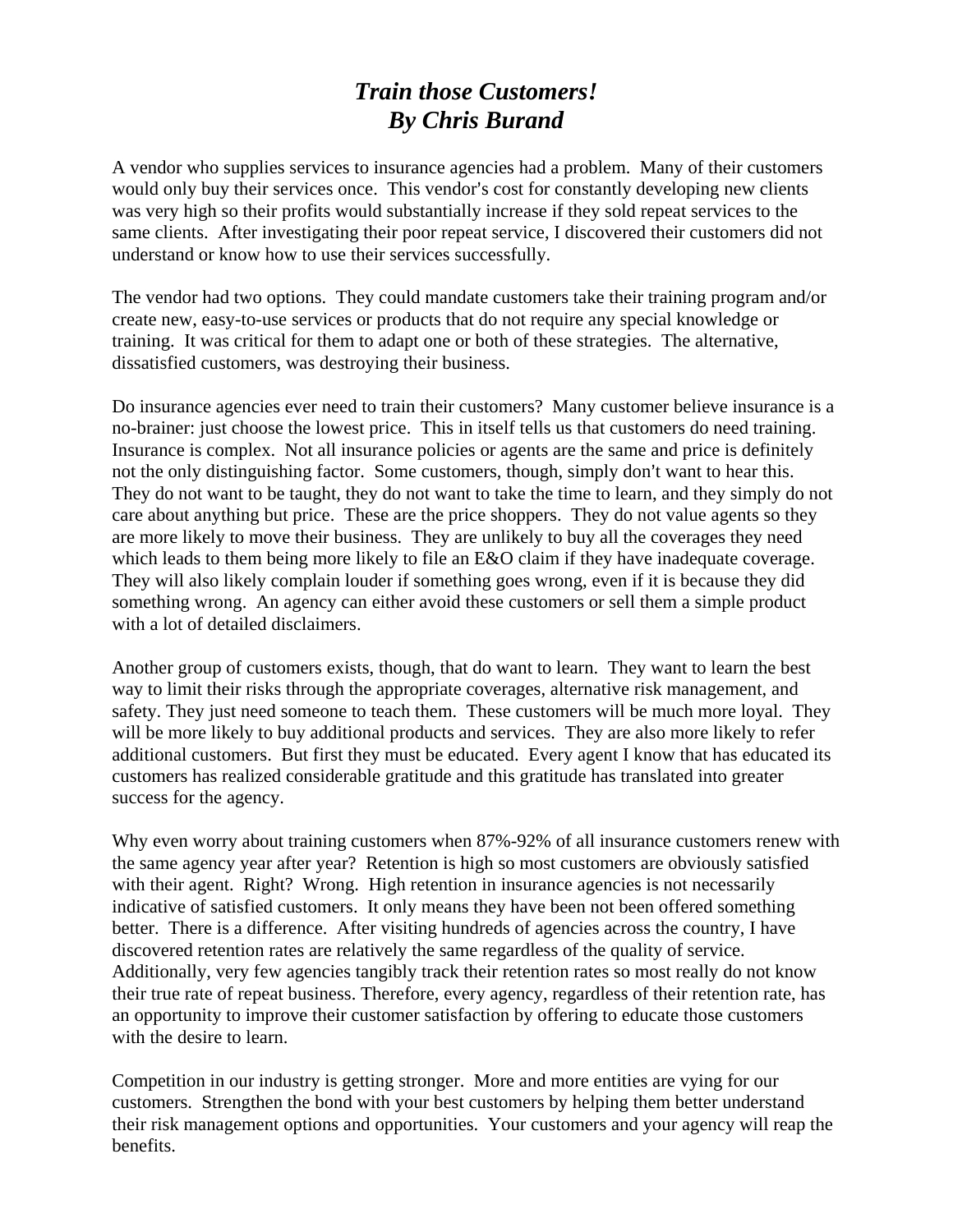# *Train those Customers!*
# *By Chris Burand*

A vendor who supplies services to insurance agencies had a problem. Many of their customers would only buy their services once. This vendor's cost for constantly developing new clients was very high so their profits would substantially increase if they sold repeat services to the same clients. After investigating their poor repeat service, I discovered their customers did not understand or know how to use their services successfully.

The vendor had two options. They could mandate customers take their training program and/or create new, easy-to-use services or products that do not require any special knowledge or training. It was critical for them to adapt one or both of these strategies. The alternative, dissatisfied customers, was destroying their business.

Do insurance agencies ever need to train their customers? Many customer believe insurance is a no-brainer: just choose the lowest price. This in itself tells us that customers do need training. Insurance is complex. Not all insurance policies or agents are the same and price is definitely not the only distinguishing factor. Some customers, though, simply don't want to hear this. They do not want to be taught, they do not want to take the time to learn, and they simply do not care about anything but price. These are the price shoppers. They do not value agents so they are more likely to move their business. They are unlikely to buy all the coverages they need which leads to them being more likely to file an E&O claim if they have inadequate coverage. They will also likely complain louder if something goes wrong, even if it is because they did something wrong. An agency can either avoid these customers or sell them a simple product with a lot of detailed disclaimers.

Another group of customers exists, though, that do want to learn. They want to learn the best way to limit their risks through the appropriate coverages, alternative risk management, and safety. They just need someone to teach them. These customers will be much more loyal. They will be more likely to buy additional products and services. They are also more likely to refer additional customers. But first they must be educated. Every agent I know that has educated its customers has realized considerable gratitude and this gratitude has translated into greater success for the agency.

Why even worry about training customers when 87%-92% of all insurance customers renew with the same agency year after year? Retention is high so most customers are obviously satisfied with their agent. Right? Wrong. High retention in insurance agencies is not necessarily indicative of satisfied customers. It only means they have been not been offered something better. There is a difference. After visiting hundreds of agencies across the country, I have discovered retention rates are relatively the same regardless of the quality of service. Additionally, very few agencies tangibly track their retention rates so most really do not know their true rate of repeat business. Therefore, every agency, regardless of their retention rate, has an opportunity to improve their customer satisfaction by offering to educate those customers with the desire to learn.

Competition in our industry is getting stronger. More and more entities are vying for our customers. Strengthen the bond with your best customers by helping them better understand their risk management options and opportunities. Your customers and your agency will reap the benefits.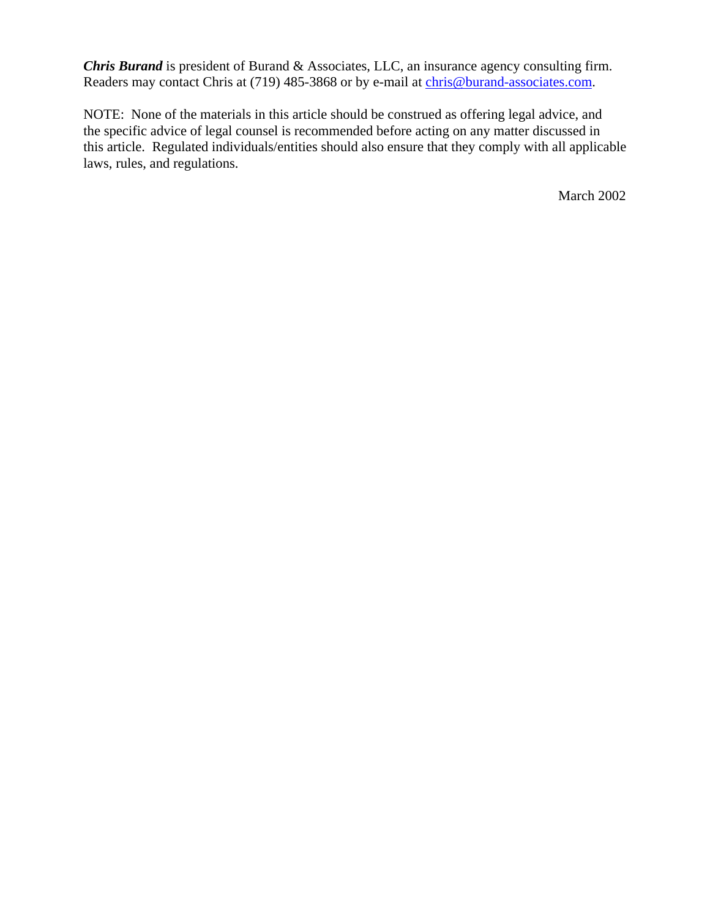***Chris Burand*** is president of Burand & Associates, LLC, an insurance agency consulting firm. Readers may contact Chris at (719) 485-3868 or by e-mail at [chris@burand-associates.com](mailto:chris@burand-associates.com).

NOTE: None of the materials in this article should be construed as offering legal advice, and the specific advice of legal counsel is recommended before acting on any matter discussed in this article. Regulated individuals/entities should also ensure that they comply with all applicable laws, rules, and regulations.

March 2002